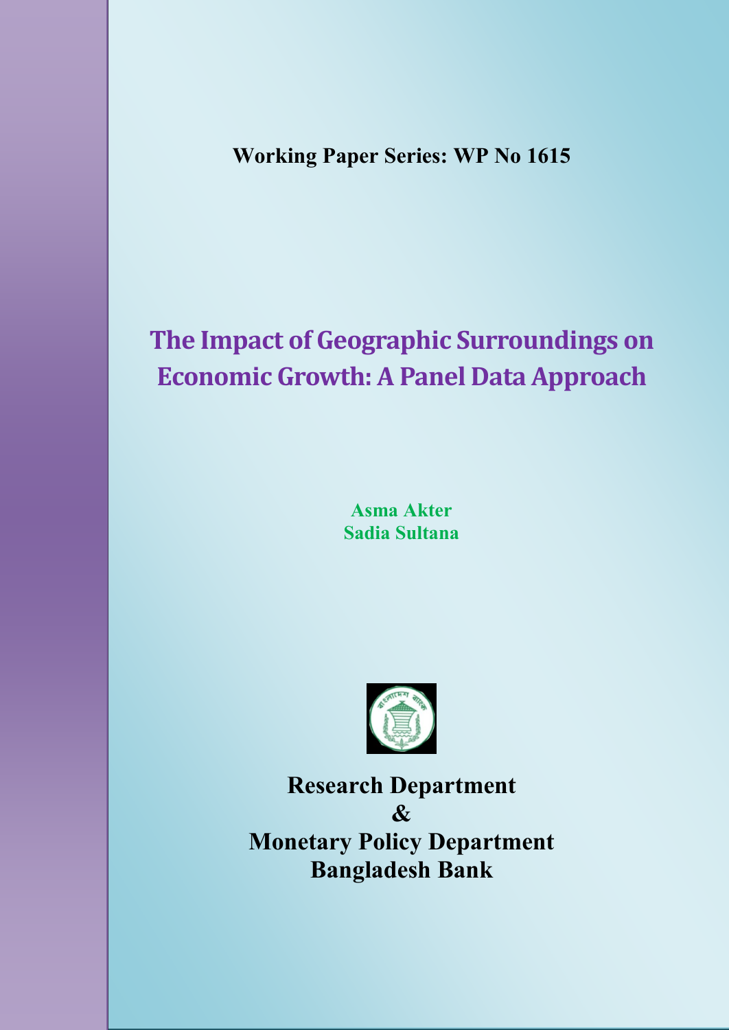**Working Paper Series: WP No 1615**

# The Impact of Geographic Surroundings on Economic Growth: A Panel Data Approach

**Asma Akter**
**Sadia Sultana**

**Research Department**
**&**
**Monetary Policy Department**
**Bangladesh Bank**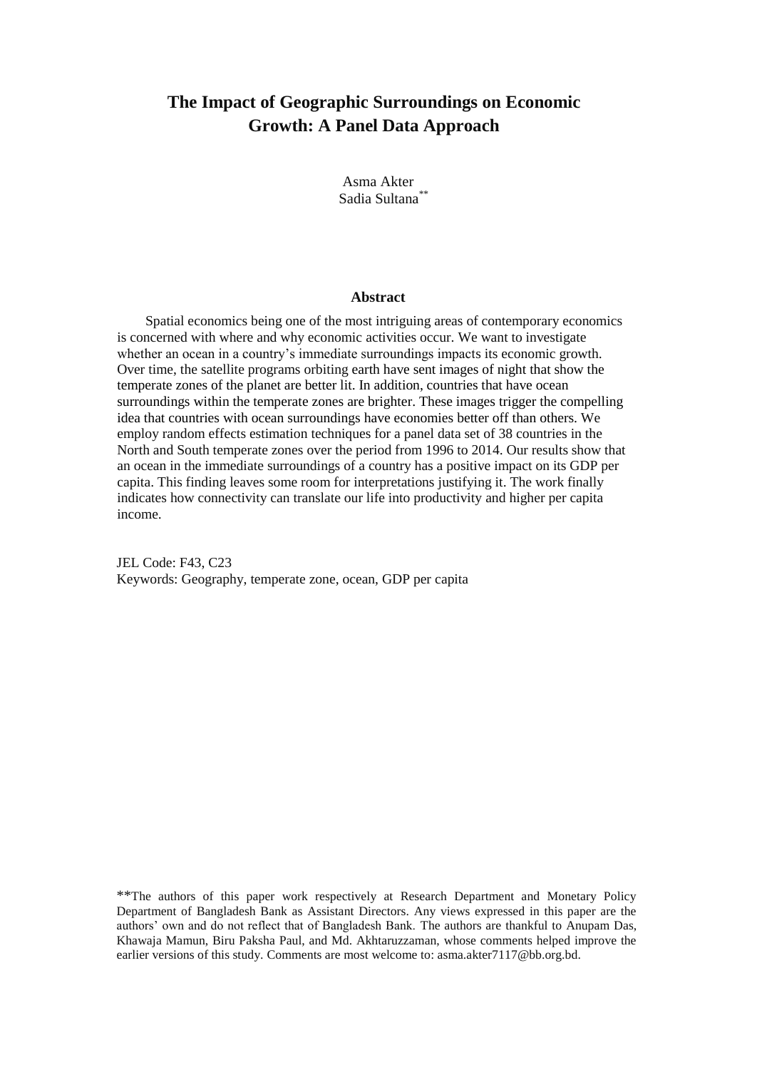# The Impact of Geographic Surroundings on Economic Growth: A Panel Data Approach

Asma Akter
Sadia Sultana**

### Abstract

Spatial economics being one of the most intriguing areas of contemporary economics is concerned with where and why economic activities occur. We want to investigate whether an ocean in a country's immediate surroundings impacts its economic growth. Over time, the satellite programs orbiting earth have sent images of night that show the temperate zones of the planet are better lit. In addition, countries that have ocean surroundings within the temperate zones are brighter. These images trigger the compelling idea that countries with ocean surroundings have economies better off than others. We employ random effects estimation techniques for a panel data set of 38 countries in the North and South temperate zones over the period from 1996 to 2014. Our results show that an ocean in the immediate surroundings of a country has a positive impact on its GDP per capita. This finding leaves some room for interpretations justifying it. The work finally indicates how connectivity can translate our life into productivity and higher per capita income.

JEL Code: F43, C23
Keywords: Geography, temperate zone, ocean, GDP per capita

**The authors of this paper work respectively at Research Department and Monetary Policy Department of Bangladesh Bank as Assistant Directors. Any views expressed in this paper are the authors' own and do not reflect that of Bangladesh Bank. The authors are thankful to Anupam Das, Khawaja Mamun, Biru Paksha Paul, and Md. Akhtaruzzaman, whose comments helped improve the earlier versions of this study. Comments are most welcome to: asma.akter7117@bb.org.bd.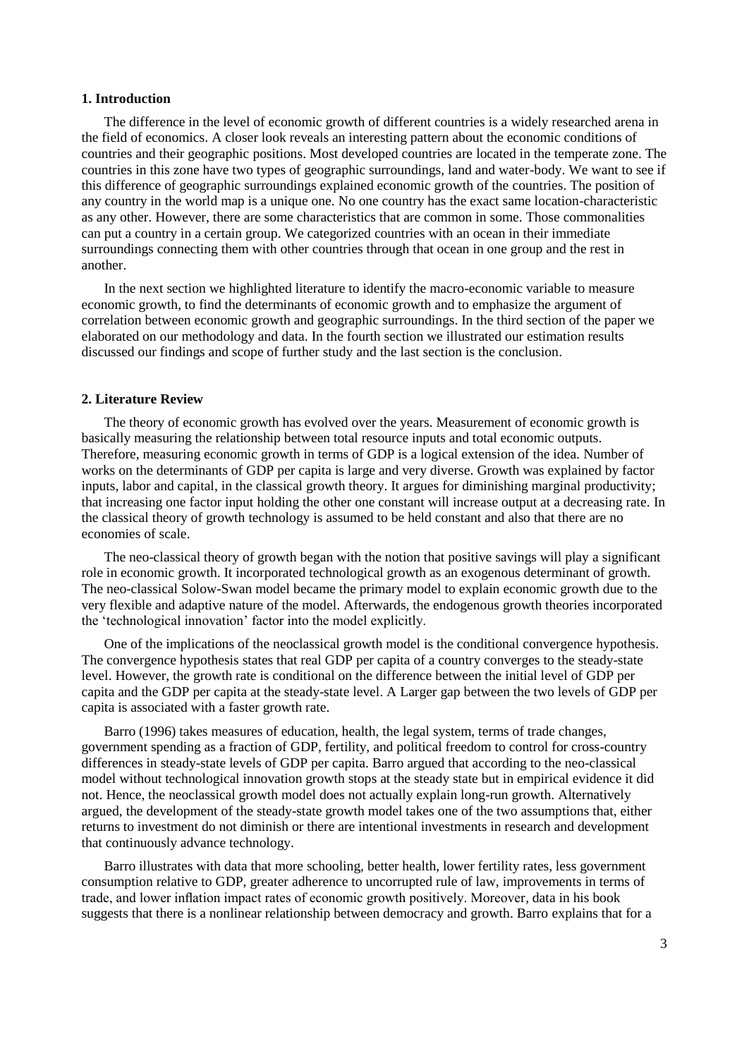## 1. Introduction

The difference in the level of economic growth of different countries is a widely researched arena in the field of economics. A closer look reveals an interesting pattern about the economic conditions of countries and their geographic positions. Most developed countries are located in the temperate zone. The countries in this zone have two types of geographic surroundings, land and water-body. We want to see if this difference of geographic surroundings explained economic growth of the countries. The position of any country in the world map is a unique one. No one country has the exact same location-characteristic as any other. However, there are some characteristics that are common in some. Those commonalities can put a country in a certain group. We categorized countries with an ocean in their immediate surroundings connecting them with other countries through that ocean in one group and the rest in another.

In the next section we highlighted literature to identify the macro-economic variable to measure economic growth, to find the determinants of economic growth and to emphasize the argument of correlation between economic growth and geographic surroundings. In the third section of the paper we elaborated on our methodology and data. In the fourth section we illustrated our estimation results discussed our findings and scope of further study and the last section is the conclusion.

## 2. Literature Review

The theory of economic growth has evolved over the years. Measurement of economic growth is basically measuring the relationship between total resource inputs and total economic outputs. Therefore, measuring economic growth in terms of GDP is a logical extension of the idea. Number of works on the determinants of GDP per capita is large and very diverse. Growth was explained by factor inputs, labor and capital, in the classical growth theory. It argues for diminishing marginal productivity; that increasing one factor input holding the other one constant will increase output at a decreasing rate. In the classical theory of growth technology is assumed to be held constant and also that there are no economies of scale.

The neo-classical theory of growth began with the notion that positive savings will play a significant role in economic growth. It incorporated technological growth as an exogenous determinant of growth. The neo-classical Solow-Swan model became the primary model to explain economic growth due to the very flexible and adaptive nature of the model. Afterwards, the endogenous growth theories incorporated the 'technological innovation' factor into the model explicitly.

One of the implications of the neoclassical growth model is the conditional convergence hypothesis. The convergence hypothesis states that real GDP per capita of a country converges to the steady-state level. However, the growth rate is conditional on the difference between the initial level of GDP per capita and the GDP per capita at the steady-state level. A Larger gap between the two levels of GDP per capita is associated with a faster growth rate.

Barro (1996) takes measures of education, health, the legal system, terms of trade changes, government spending as a fraction of GDP, fertility, and political freedom to control for cross-country differences in steady-state levels of GDP per capita. Barro argued that according to the neo-classical model without technological innovation growth stops at the steady state but in empirical evidence it did not. Hence, the neoclassical growth model does not actually explain long-run growth. Alternatively argued, the development of the steady-state growth model takes one of the two assumptions that, either returns to investment do not diminish or there are intentional investments in research and development that continuously advance technology.

Barro illustrates with data that more schooling, better health, lower fertility rates, less government consumption relative to GDP, greater adherence to uncorrupted rule of law, improvements in terms of trade, and lower inflation impact rates of economic growth positively. Moreover, data in his book suggests that there is a nonlinear relationship between democracy and growth. Barro explains that for a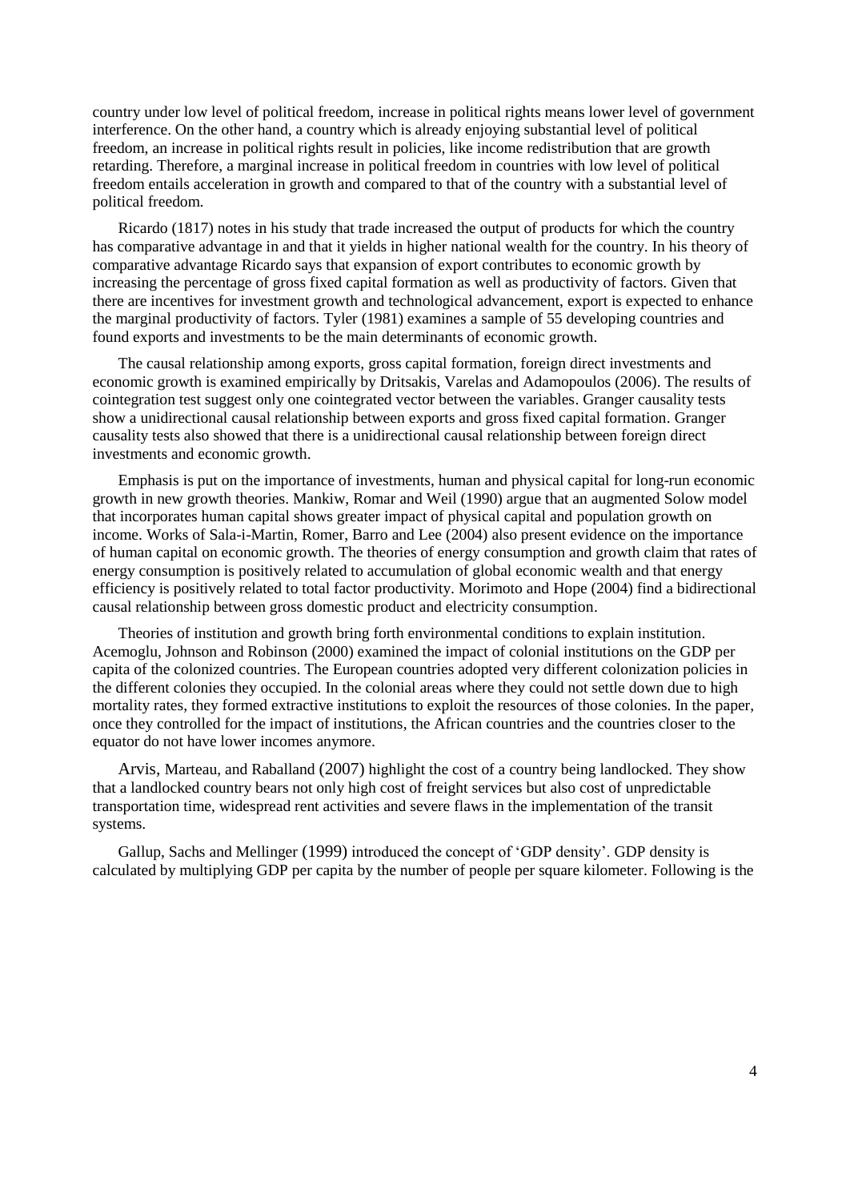country under low level of political freedom, increase in political rights means lower level of government interference. On the other hand, a country which is already enjoying substantial level of political freedom, an increase in political rights result in policies, like income redistribution that are growth retarding. Therefore, a marginal increase in political freedom in countries with low level of political freedom entails acceleration in growth and compared to that of the country with a substantial level of political freedom.

Ricardo (1817) notes in his study that trade increased the output of products for which the country has comparative advantage in and that it yields in higher national wealth for the country. In his theory of comparative advantage Ricardo says that expansion of export contributes to economic growth by increasing the percentage of gross fixed capital formation as well as productivity of factors. Given that there are incentives for investment growth and technological advancement, export is expected to enhance the marginal productivity of factors. Tyler (1981) examines a sample of 55 developing countries and found exports and investments to be the main determinants of economic growth.

The causal relationship among exports, gross capital formation, foreign direct investments and economic growth is examined empirically by Dritsakis, Varelas and Adamopoulos (2006). The results of cointegration test suggest only one cointegrated vector between the variables. Granger causality tests show a unidirectional causal relationship between exports and gross fixed capital formation. Granger causality tests also showed that there is a unidirectional causal relationship between foreign direct investments and economic growth.

Emphasis is put on the importance of investments, human and physical capital for long-run economic growth in new growth theories. Mankiw, Romar and Weil (1990) argue that an augmented Solow model that incorporates human capital shows greater impact of physical capital and population growth on income. Works of Sala-i-Martin, Romer, Barro and Lee (2004) also present evidence on the importance of human capital on economic growth. The theories of energy consumption and growth claim that rates of energy consumption is positively related to accumulation of global economic wealth and that energy efficiency is positively related to total factor productivity. Morimoto and Hope (2004) find a bidirectional causal relationship between gross domestic product and electricity consumption.

Theories of institution and growth bring forth environmental conditions to explain institution. Acemoglu, Johnson and Robinson (2000) examined the impact of colonial institutions on the GDP per capita of the colonized countries. The European countries adopted very different colonization policies in the different colonies they occupied. In the colonial areas where they could not settle down due to high mortality rates, they formed extractive institutions to exploit the resources of those colonies. In the paper, once they controlled for the impact of institutions, the African countries and the countries closer to the equator do not have lower incomes anymore.

Arvis, Marteau, and Raballand (2007) highlight the cost of a country being landlocked. They show that a landlocked country bears not only high cost of freight services but also cost of unpredictable transportation time, widespread rent activities and severe flaws in the implementation of the transit systems.

Gallup, Sachs and Mellinger (1999) introduced the concept of 'GDP density'. GDP density is calculated by multiplying GDP per capita by the number of people per square kilometer. Following is the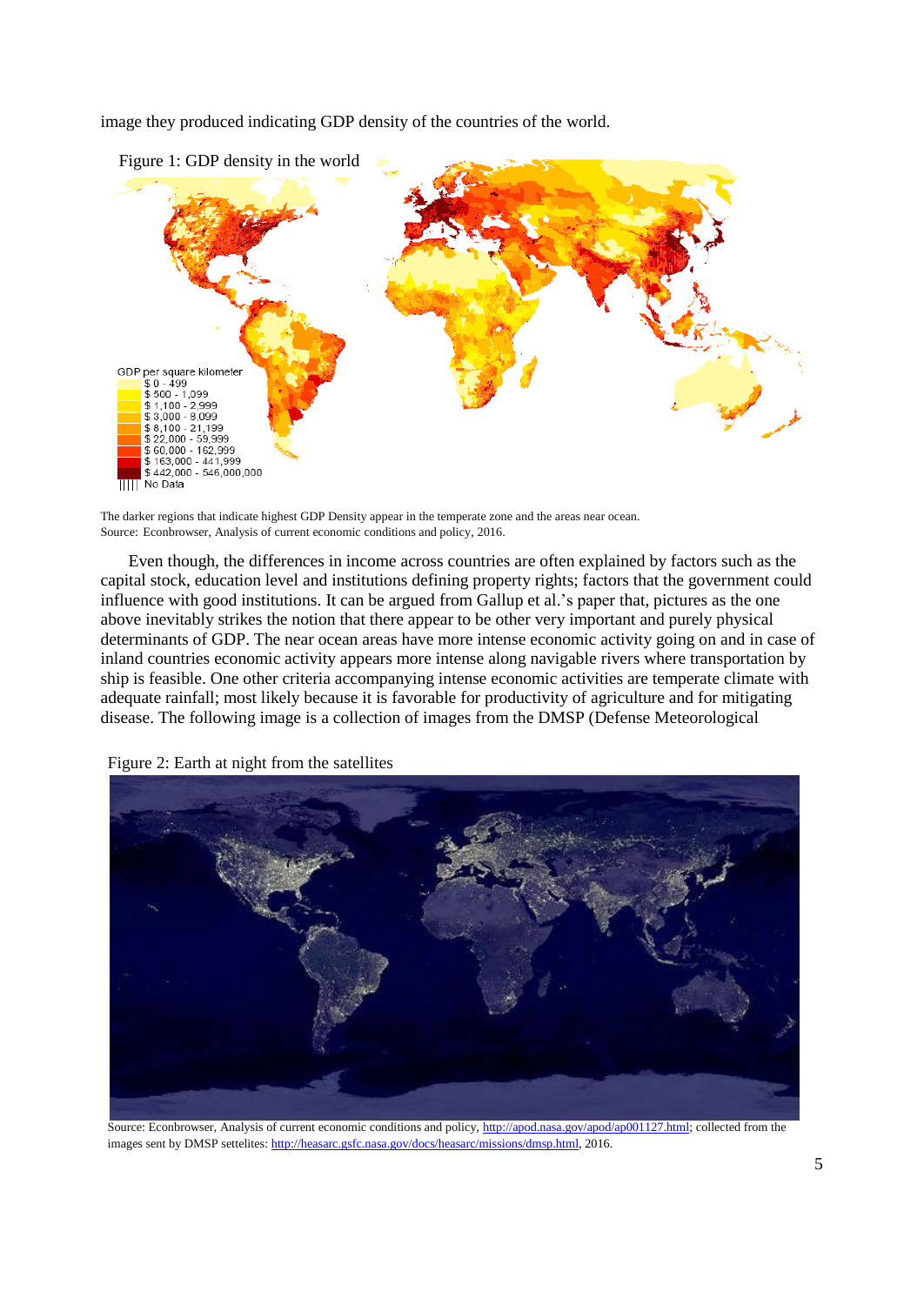image they produced indicating GDP density of the countries of the world.

Figure 1: GDP density in the world

GDP per square kilometer
$ 0 - 499
$ 500 - 1,099
$ 1,100 - 2,999
$ 3,000 - 8,099
$ 8,100 - 21,199
$ 22,000 - 59,999
$ 60,000 - 162,999
$ 163,000 - 441,999
$ 442,000 - 546,000,000
No Data

The darker regions that indicate highest GDP Density appear in the temperate zone and the areas near ocean.
Source: Econbrowser, Analysis of current economic conditions and policy, 2016.

Even though, the differences in income across countries are often explained by factors such as the capital stock, education level and institutions defining property rights; factors that the government could influence with good institutions. It can be argued from Gallup et al.'s paper that, pictures as the one above inevitably strikes the notion that there appear to be other very important and purely physical determinants of GDP. The near ocean areas have more intense economic activity going on and in case of inland countries economic activity appears more intense along navigable rivers where transportation by ship is feasible. One other criteria accompanying intense economic activities are temperate climate with adequate rainfall; most likely because it is favorable for productivity of agriculture and for mitigating disease. The following image is a collection of images from the DMSP (Defense Meteorological

Figure 2: Earth at night from the satellites

Source: Econbrowser, Analysis of current economic conditions and policy, http://apod.nasa.gov/apod/ap001127.html; collected from the images sent by DMSP settelites: http://heasarc.gsfc.nasa.gov/docs/heasarc/missions/dmsp.html, 2016.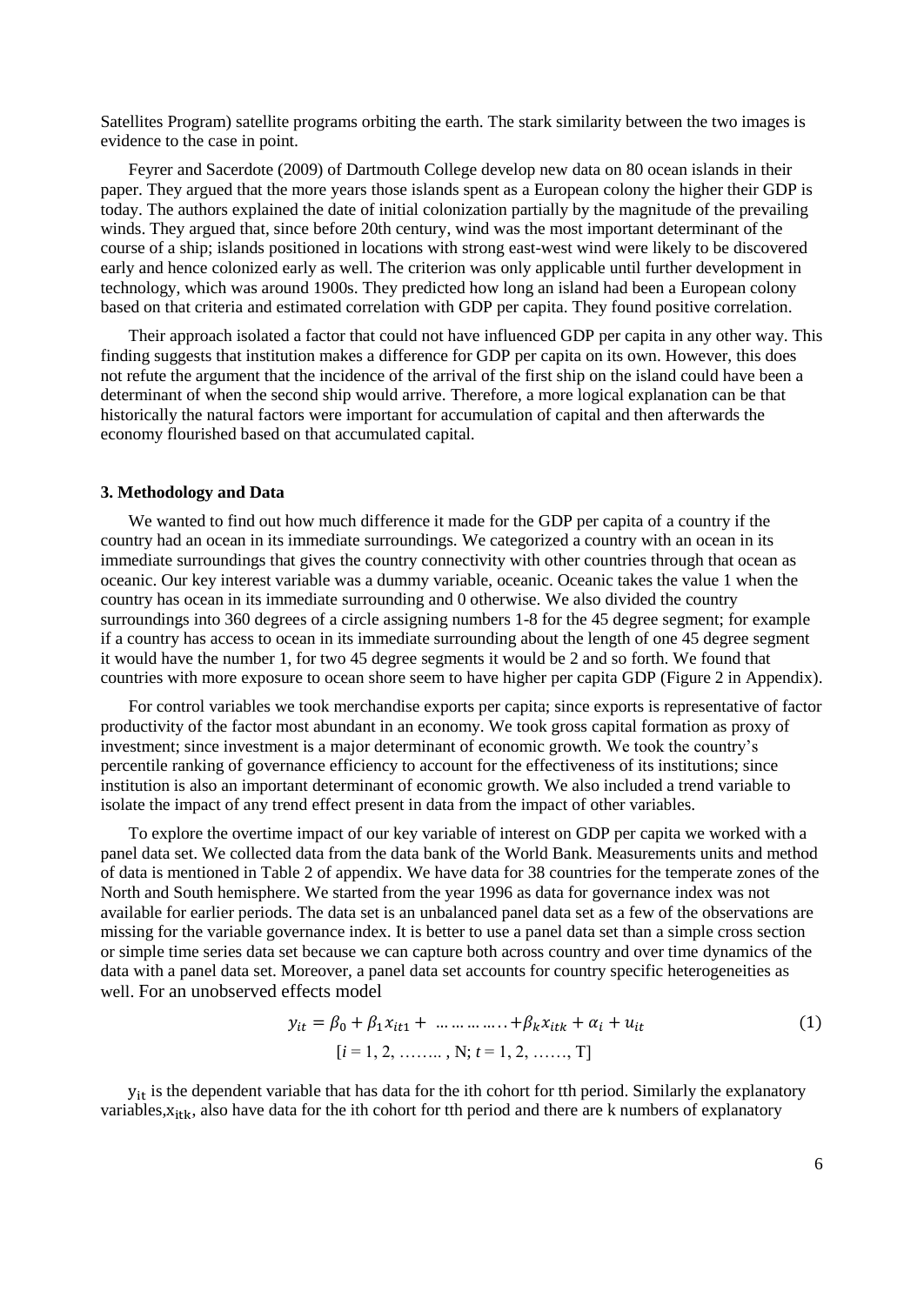Satellites Program) satellite programs orbiting the earth. The stark similarity between the two images is evidence to the case in point.

Feyrer and Sacerdote (2009) of Dartmouth College develop new data on 80 ocean islands in their paper. They argued that the more years those islands spent as a European colony the higher their GDP is today. The authors explained the date of initial colonization partially by the magnitude of the prevailing winds. They argued that, since before 20th century, wind was the most important determinant of the course of a ship; islands positioned in locations with strong east-west wind were likely to be discovered early and hence colonized early as well. The criterion was only applicable until further development in technology, which was around 1900s. They predicted how long an island had been a European colony based on that criteria and estimated correlation with GDP per capita. They found positive correlation.

Their approach isolated a factor that could not have influenced GDP per capita in any other way. This finding suggests that institution makes a difference for GDP per capita on its own. However, this does not refute the argument that the incidence of the arrival of the first ship on the island could have been a determinant of when the second ship would arrive. Therefore, a more logical explanation can be that historically the natural factors were important for accumulation of capital and then afterwards the economy flourished based on that accumulated capital.

### 3. Methodology and Data

We wanted to find out how much difference it made for the GDP per capita of a country if the country had an ocean in its immediate surroundings. We categorized a country with an ocean in its immediate surroundings that gives the country connectivity with other countries through that ocean as oceanic. Our key interest variable was a dummy variable, oceanic. Oceanic takes the value 1 when the country has ocean in its immediate surrounding and 0 otherwise. We also divided the country surroundings into 360 degrees of a circle assigning numbers 1-8 for the 45 degree segment; for example if a country has access to ocean in its immediate surrounding about the length of one 45 degree segment it would have the number 1, for two 45 degree segments it would be 2 and so forth. We found that countries with more exposure to ocean shore seem to have higher per capita GDP (Figure 2 in Appendix).

For control variables we took merchandise exports per capita; since exports is representative of factor productivity of the factor most abundant in an economy. We took gross capital formation as proxy of investment; since investment is a major determinant of economic growth. We took the country's percentile ranking of governance efficiency to account for the effectiveness of its institutions; since institution is also an important determinant of economic growth. We also included a trend variable to isolate the impact of any trend effect present in data from the impact of other variables.

To explore the overtime impact of our key variable of interest on GDP per capita we worked with a panel data set. We collected data from the data bank of the World Bank. Measurements units and method of data is mentioned in Table 2 of appendix. We have data for 38 countries for the temperate zones of the North and South hemisphere. We started from the year 1996 as data for governance index was not available for earlier periods. The data set is an unbalanced panel data set as a few of the observations are missing for the variable governance index. It is better to use a panel data set than a simple cross section or simple time series data set because we can capture both across country and over time dynamics of the data with a panel data set. Moreover, a panel data set accounts for country specific heterogeneities as well. For an unobserved effects model

$$y_{it} = \beta_0 + \beta_1 x_{it1} + \ldots\ldots\ldots\ldots + \beta_k x_{itk} + \alpha_i + u_{it} \tag{1}$$

$$[i = 1, 2, \ldots\ldots, N;\ t = 1, 2, \ldots\ldots, T]$$

$y_{it}$ is the dependent variable that has data for the ith cohort for tth period. Similarly the explanatory variables, $x_{itk}$, also have data for the ith cohort for tth period and there are k numbers of explanatory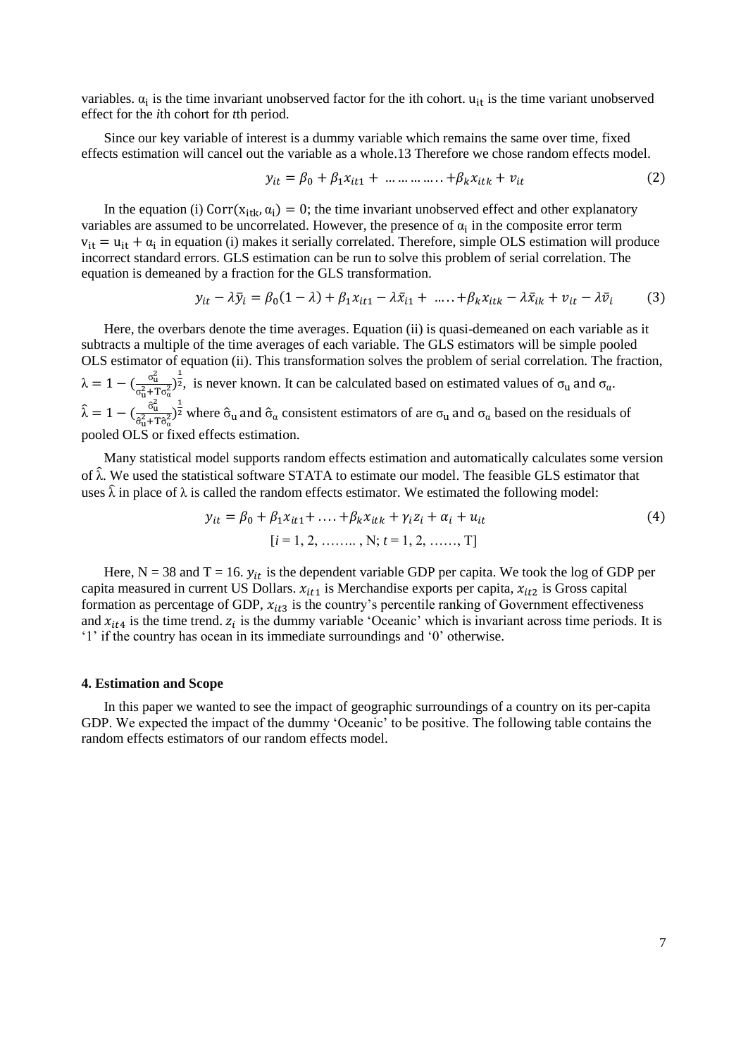variables. $\alpha_i$ is the time invariant unobserved factor for the ith cohort. $u_{it}$ is the time variant unobserved effect for the *i*th cohort for *t*th period.

Since our key variable of interest is a dummy variable which remains the same over time, fixed effects estimation will cancel out the variable as a whole.13 Therefore we chose random effects model.

$$y_{it} = \beta_0 + \beta_1 x_{it1} + \dots\dots\dots\dots + \beta_k x_{itk} + v_{it} \tag{2}$$

In the equation (i) $\text{Corr}(x_{itk}, \alpha_i) = 0$; the time invariant unobserved effect and other explanatory variables are assumed to be uncorrelated. However, the presence of $\alpha_i$ in the composite error term $v_{it} = u_{it} + \alpha_i$ in equation (i) makes it serially correlated. Therefore, simple OLS estimation will produce incorrect standard errors. GLS estimation can be run to solve this problem of serial correlation. The equation is demeaned by a fraction for the GLS transformation.

$$y_{it} - \lambda \bar{y}_i = \beta_0(1-\lambda) + \beta_1 x_{it1} - \lambda \bar{x}_{i1} + \dots\dots + \beta_k x_{itk} - \lambda \bar{x}_{ik} + v_{it} - \lambda \bar{v}_i \tag{3}$$

Here, the overbars denote the time averages. Equation (ii) is quasi-demeaned on each variable as it subtracts a multiple of the time averages of each variable. The GLS estimators will be simple pooled OLS estimator of equation (ii). This transformation solves the problem of serial correlation. The fraction, $\lambda = 1 - (\frac{\sigma_u^2}{\sigma_u^2 + T\sigma_\alpha^2})^{\frac{1}{2}}$, is never known. It can be calculated based on estimated values of $\sigma_u$ and $\sigma_\alpha$. $\hat{\lambda} = 1 - (\frac{\hat{\sigma}_u^2}{\hat{\sigma}_u^2 + T\hat{\sigma}_\alpha^2})^{\frac{1}{2}}$ where $\hat{\sigma}_u$ and $\hat{\sigma}_\alpha$ consistent estimators of are $\sigma_u$ and $\sigma_\alpha$ based on the residuals of pooled OLS or fixed effects estimation.

Many statistical model supports random effects estimation and automatically calculates some version of $\hat{\lambda}$. We used the statistical software STATA to estimate our model. The feasible GLS estimator that uses $\hat{\lambda}$ in place of $\lambda$ is called the random effects estimator. We estimated the following model:

$$y_{it} = \beta_0 + \beta_1 x_{it1} + \dots + \beta_k x_{itk} + \gamma_i z_i + \alpha_i + u_{it} \tag{4}$$

$$[i = 1, 2, \dots\dots, N; t = 1, 2, \dots\dots, T]$$

Here, N = 38 and T = 16. $y_{it}$ is the dependent variable GDP per capita. We took the log of GDP per capita measured in current US Dollars. $x_{it1}$ is Merchandise exports per capita, $x_{it2}$ is Gross capital formation as percentage of GDP, $x_{it3}$ is the country's percentile ranking of Government effectiveness and $x_{it4}$ is the time trend. $z_i$ is the dummy variable 'Oceanic' which is invariant across time periods. It is '1' if the country has ocean in its immediate surroundings and '0' otherwise.

#### 4. Estimation and Scope

In this paper we wanted to see the impact of geographic surroundings of a country on its per-capita GDP. We expected the impact of the dummy 'Oceanic' to be positive. The following table contains the random effects estimators of our random effects model.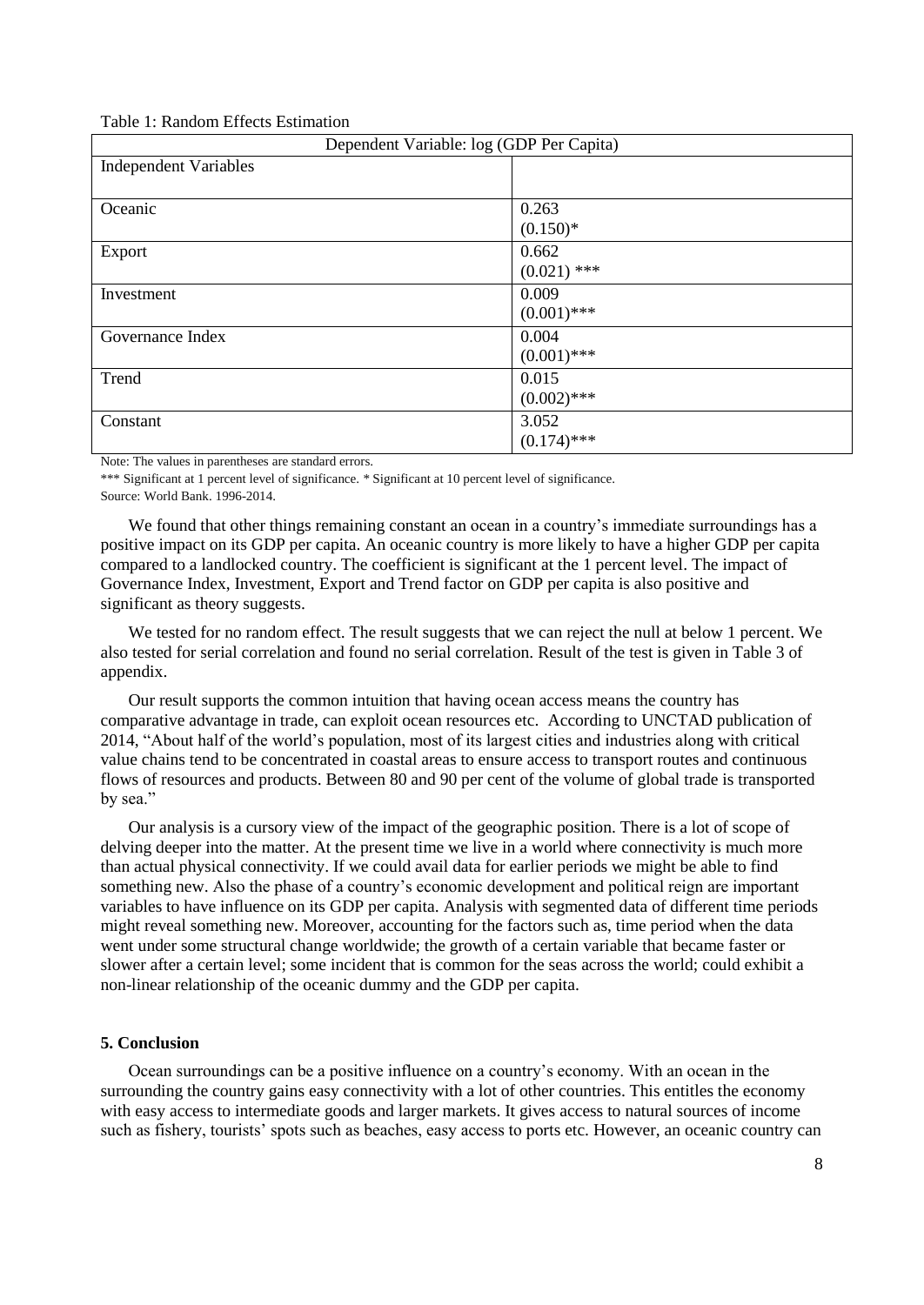Table 1: Random Effects Estimation

| Dependent Variable: log (GDP Per Capita) | |
|---|---|
| Independent Variables | |
| Oceanic | 0.263<br>(0.150)* |
| Export | 0.662<br>(0.021) *** |
| Investment | 0.009<br>(0.001)*** |
| Governance Index | 0.004<br>(0.001)*** |
| Trend | 0.015<br>(0.002)*** |
| Constant | 3.052<br>(0.174)*** |

Note: The values in parentheses are standard errors.

*** Significant at 1 percent level of significance. * Significant at 10 percent level of significance.

Source: World Bank. 1996-2014.

We found that other things remaining constant an ocean in a country's immediate surroundings has a positive impact on its GDP per capita. An oceanic country is more likely to have a higher GDP per capita compared to a landlocked country. The coefficient is significant at the 1 percent level. The impact of Governance Index, Investment, Export and Trend factor on GDP per capita is also positive and significant as theory suggests.

We tested for no random effect. The result suggests that we can reject the null at below 1 percent. We also tested for serial correlation and found no serial correlation. Result of the test is given in Table 3 of appendix.

Our result supports the common intuition that having ocean access means the country has comparative advantage in trade, can exploit ocean resources etc. According to UNCTAD publication of 2014, "About half of the world's population, most of its largest cities and industries along with critical value chains tend to be concentrated in coastal areas to ensure access to transport routes and continuous flows of resources and products. Between 80 and 90 per cent of the volume of global trade is transported by sea."

Our analysis is a cursory view of the impact of the geographic position. There is a lot of scope of delving deeper into the matter. At the present time we live in a world where connectivity is much more than actual physical connectivity. If we could avail data for earlier periods we might be able to find something new. Also the phase of a country's economic development and political reign are important variables to have influence on its GDP per capita. Analysis with segmented data of different time periods might reveal something new. Moreover, accounting for the factors such as, time period when the data went under some structural change worldwide; the growth of a certain variable that became faster or slower after a certain level; some incident that is common for the seas across the world; could exhibit a non-linear relationship of the oceanic dummy and the GDP per capita.

### 5. Conclusion

Ocean surroundings can be a positive influence on a country's economy. With an ocean in the surrounding the country gains easy connectivity with a lot of other countries. This entitles the economy with easy access to intermediate goods and larger markets. It gives access to natural sources of income such as fishery, tourists' spots such as beaches, easy access to ports etc. However, an oceanic country can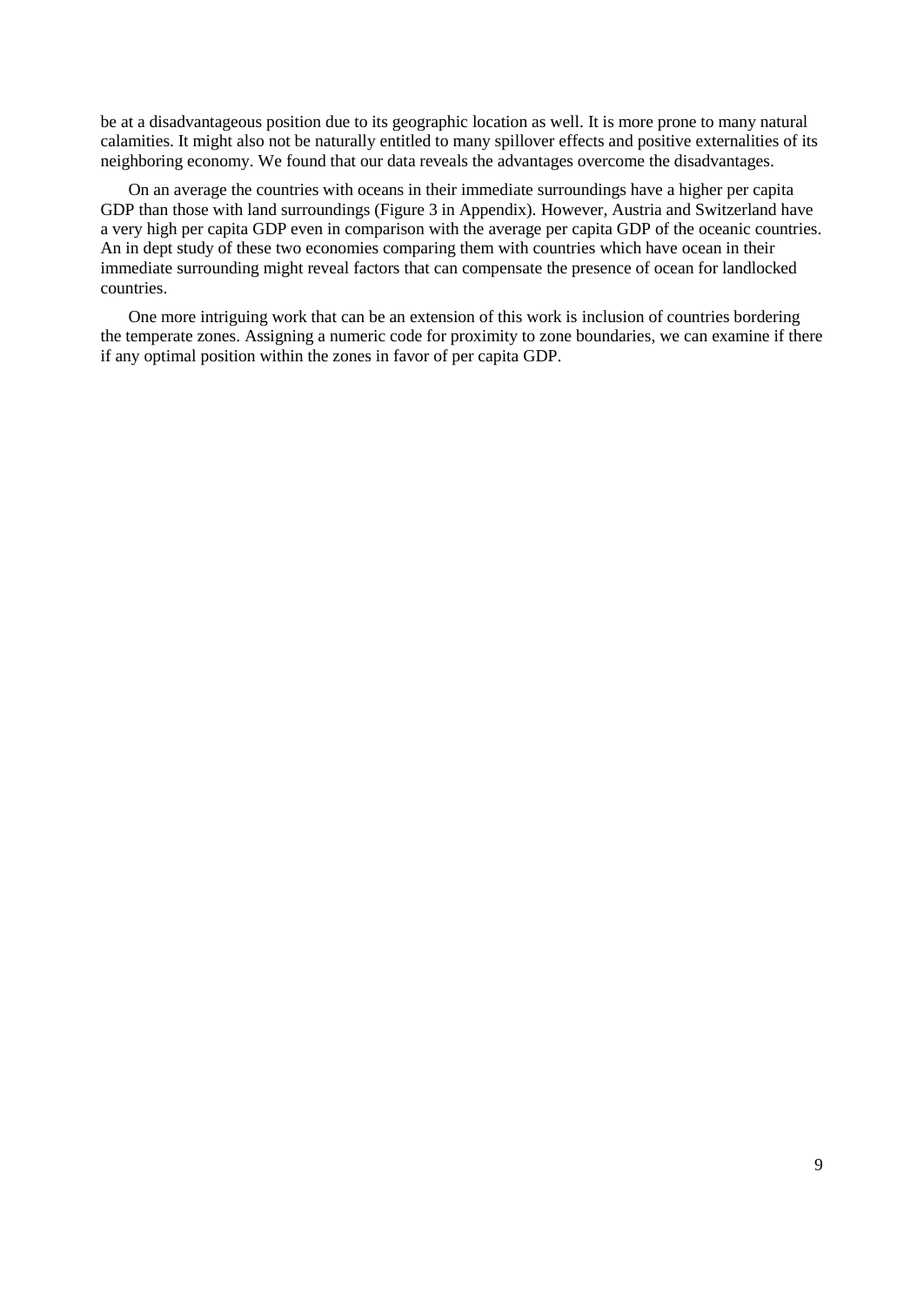be at a disadvantageous position due to its geographic location as well. It is more prone to many natural calamities. It might also not be naturally entitled to many spillover effects and positive externalities of its neighboring economy. We found that our data reveals the advantages overcome the disadvantages.

On an average the countries with oceans in their immediate surroundings have a higher per capita GDP than those with land surroundings (Figure 3 in Appendix). However, Austria and Switzerland have a very high per capita GDP even in comparison with the average per capita GDP of the oceanic countries. An in dept study of these two economies comparing them with countries which have ocean in their immediate surrounding might reveal factors that can compensate the presence of ocean for landlocked countries.

One more intriguing work that can be an extension of this work is inclusion of countries bordering the temperate zones. Assigning a numeric code for proximity to zone boundaries, we can examine if there if any optimal position within the zones in favor of per capita GDP.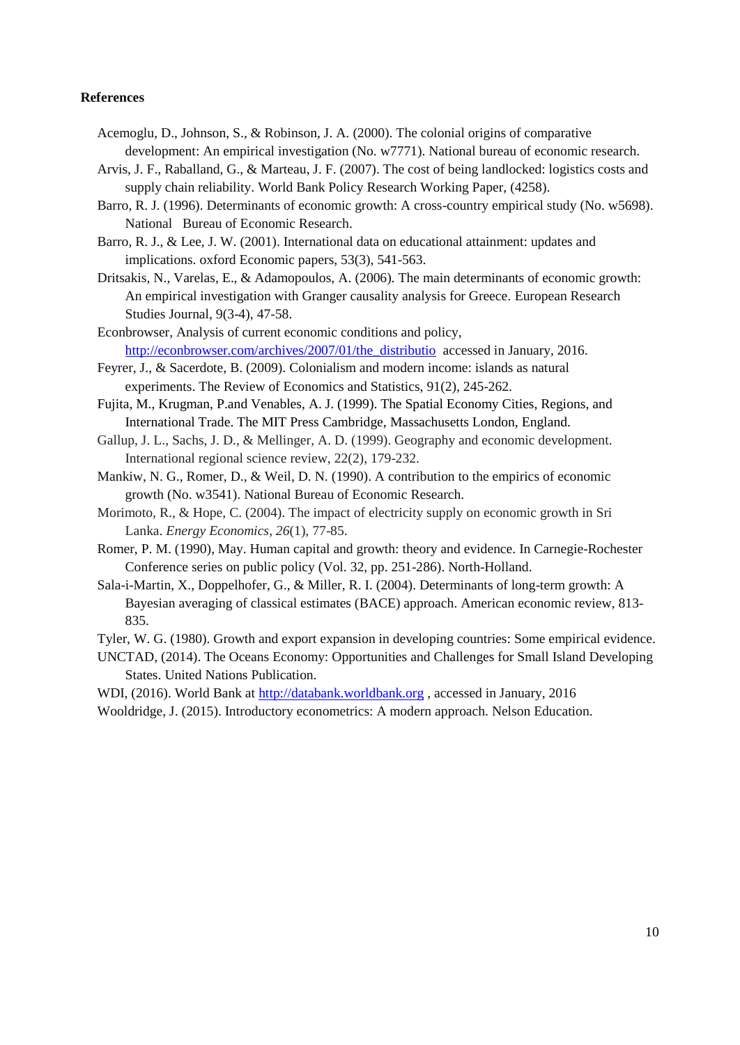**References**

Acemoglu, D., Johnson, S., & Robinson, J. A. (2000). The colonial origins of comparative development: An empirical investigation (No. w7771). National bureau of economic research.

Arvis, J. F., Raballand, G., & Marteau, J. F. (2007). The cost of being landlocked: logistics costs and supply chain reliability. World Bank Policy Research Working Paper, (4258).

Barro, R. J. (1996). Determinants of economic growth: A cross-country empirical study (No. w5698). National Bureau of Economic Research.

Barro, R. J., & Lee, J. W. (2001). International data on educational attainment: updates and implications. oxford Economic papers, 53(3), 541-563.

Dritsakis, N., Varelas, E., & Adamopoulos, A. (2006). The main determinants of economic growth: An empirical investigation with Granger causality analysis for Greece. European Research Studies Journal, 9(3-4), 47-58.

Econbrowser, Analysis of current economic conditions and policy, http://econbrowser.com/archives/2007/01/the_distributio accessed in January, 2016.

Feyrer, J., & Sacerdote, B. (2009). Colonialism and modern income: islands as natural experiments. The Review of Economics and Statistics, 91(2), 245-262.

Fujita, M., Krugman, P.and Venables, A. J. (1999). The Spatial Economy Cities, Regions, and International Trade. The MIT Press Cambridge, Massachusetts London, England.

Gallup, J. L., Sachs, J. D., & Mellinger, A. D. (1999). Geography and economic development. International regional science review, 22(2), 179-232.

Mankiw, N. G., Romer, D., & Weil, D. N. (1990). A contribution to the empirics of economic growth (No. w3541). National Bureau of Economic Research.

Morimoto, R., & Hope, C. (2004). The impact of electricity supply on economic growth in Sri Lanka. *Energy Economics*, *26*(1), 77-85.

Romer, P. M. (1990), May. Human capital and growth: theory and evidence. In Carnegie-Rochester Conference series on public policy (Vol. 32, pp. 251-286). North-Holland.

Sala-i-Martin, X., Doppelhofer, G., & Miller, R. I. (2004). Determinants of long-term growth: A Bayesian averaging of classical estimates (BACE) approach. American economic review, 813-835.

Tyler, W. G. (1980). Growth and export expansion in developing countries: Some empirical evidence.

UNCTAD, (2014). The Oceans Economy: Opportunities and Challenges for Small Island Developing States. United Nations Publication.

WDI, (2016). World Bank at http://databank.worldbank.org , accessed in January, 2016

Wooldridge, J. (2015). Introductory econometrics: A modern approach. Nelson Education.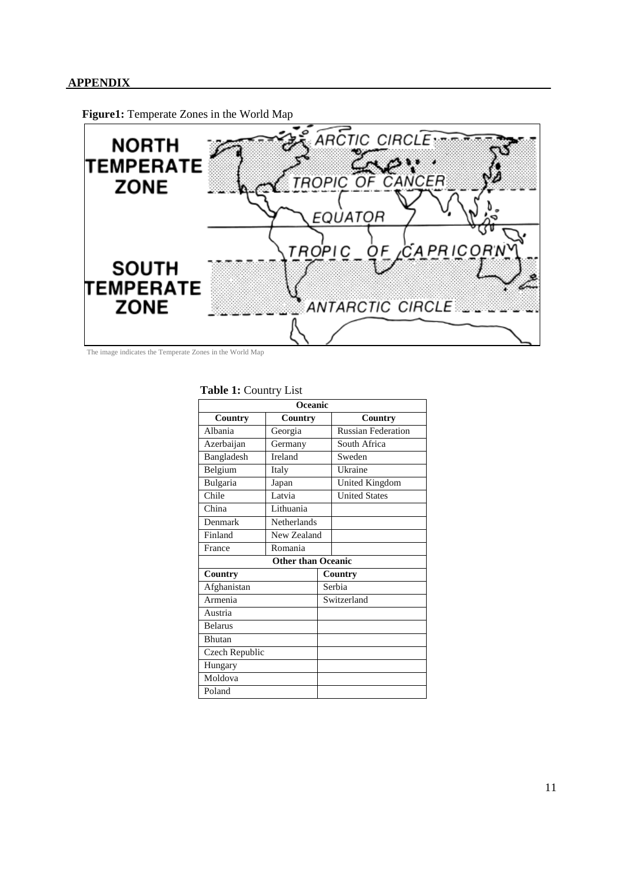## APPENDIX

**Figure1:** Temperate Zones in the World Map

The image indicates the Temperate Zones in the World Map

**Table 1:** Country List

| Oceanic | | |
|---|---|---|
| **Country** | **Country** | **Country** |
| Albania | Georgia | Russian Federation |
| Azerbaijan | Germany | South Africa |
| Bangladesh | Ireland | Sweden |
| Belgium | Italy | Ukraine |
| Bulgaria | Japan | United Kingdom |
| Chile | Latvia | United States |
| China | Lithuania | |
| Denmark | Netherlands | |
| Finland | New Zealand | |
| France | Romania | |

| Other than Oceanic | |
|---|---|
| **Country** | **Country** |
| Afghanistan | Serbia |
| Armenia | Switzerland |
| Austria | |
| Belarus | |
| Bhutan | |
| Czech Republic | |
| Hungary | |
| Moldova | |
| Poland | |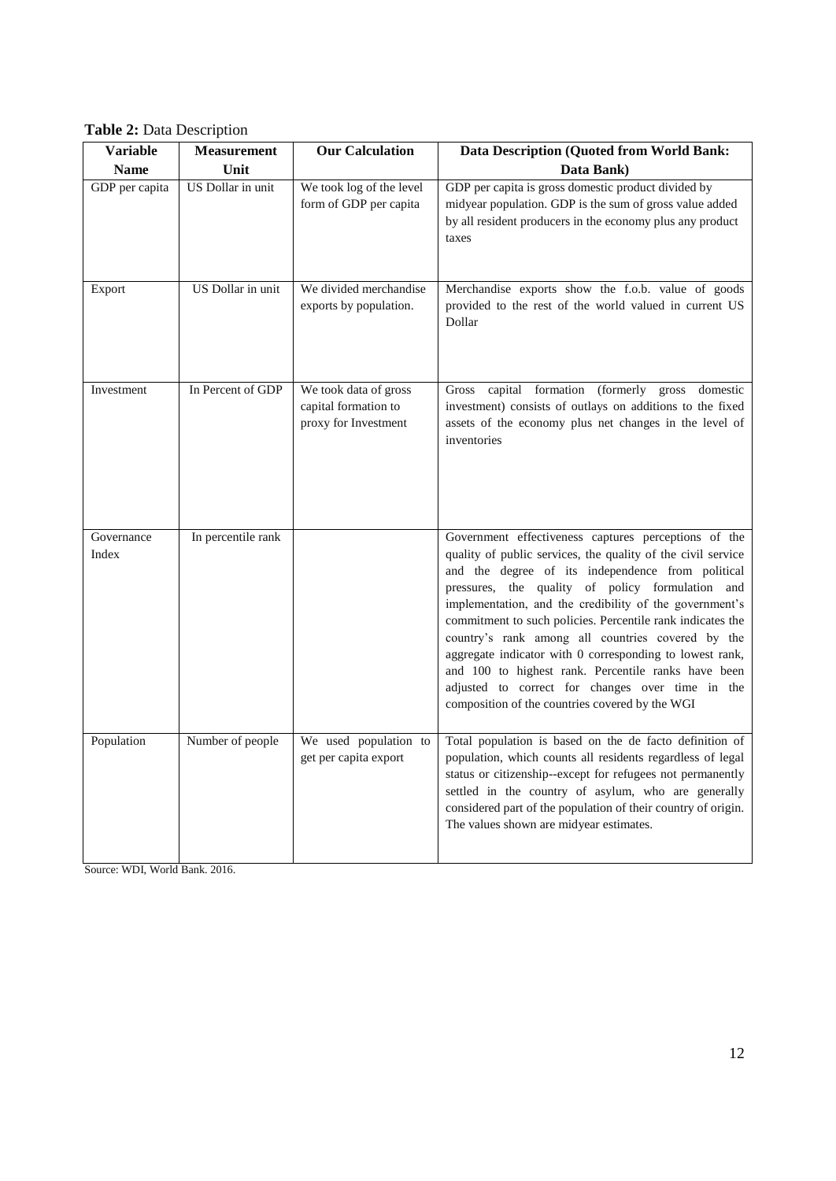**Table 2:** Data Description

| Variable Name | Measurement Unit | Our Calculation | Data Description (Quoted from World Bank: Data Bank) |
|---|---|---|---|
| GDP per capita | US Dollar in unit | We took log of the level form of GDP per capita | GDP per capita is gross domestic product divided by midyear population. GDP is the sum of gross value added by all resident producers in the economy plus any product taxes |
| Export | US Dollar in unit | We divided merchandise exports by population. | Merchandise exports show the f.o.b. value of goods provided to the rest of the world valued in current US Dollar |
| Investment | In Percent of GDP | We took data of gross capital formation to proxy for Investment | Gross capital formation (formerly gross domestic investment) consists of outlays on additions to the fixed assets of the economy plus net changes in the level of inventories |
| Governance Index | In percentile rank | | Government effectiveness captures perceptions of the quality of public services, the quality of the civil service and the degree of its independence from political pressures, the quality of policy formulation and implementation, and the credibility of the government's commitment to such policies. Percentile rank indicates the country's rank among all countries covered by the aggregate indicator with 0 corresponding to lowest rank, and 100 to highest rank. Percentile ranks have been adjusted to correct for changes over time in the composition of the countries covered by the WGI |
| Population | Number of people | We used population to get per capita export | Total population is based on the de facto definition of population, which counts all residents regardless of legal status or citizenship--except for refugees not permanently settled in the country of asylum, who are generally considered part of the population of their country of origin. The values shown are midyear estimates. |

Source: WDI, World Bank. 2016.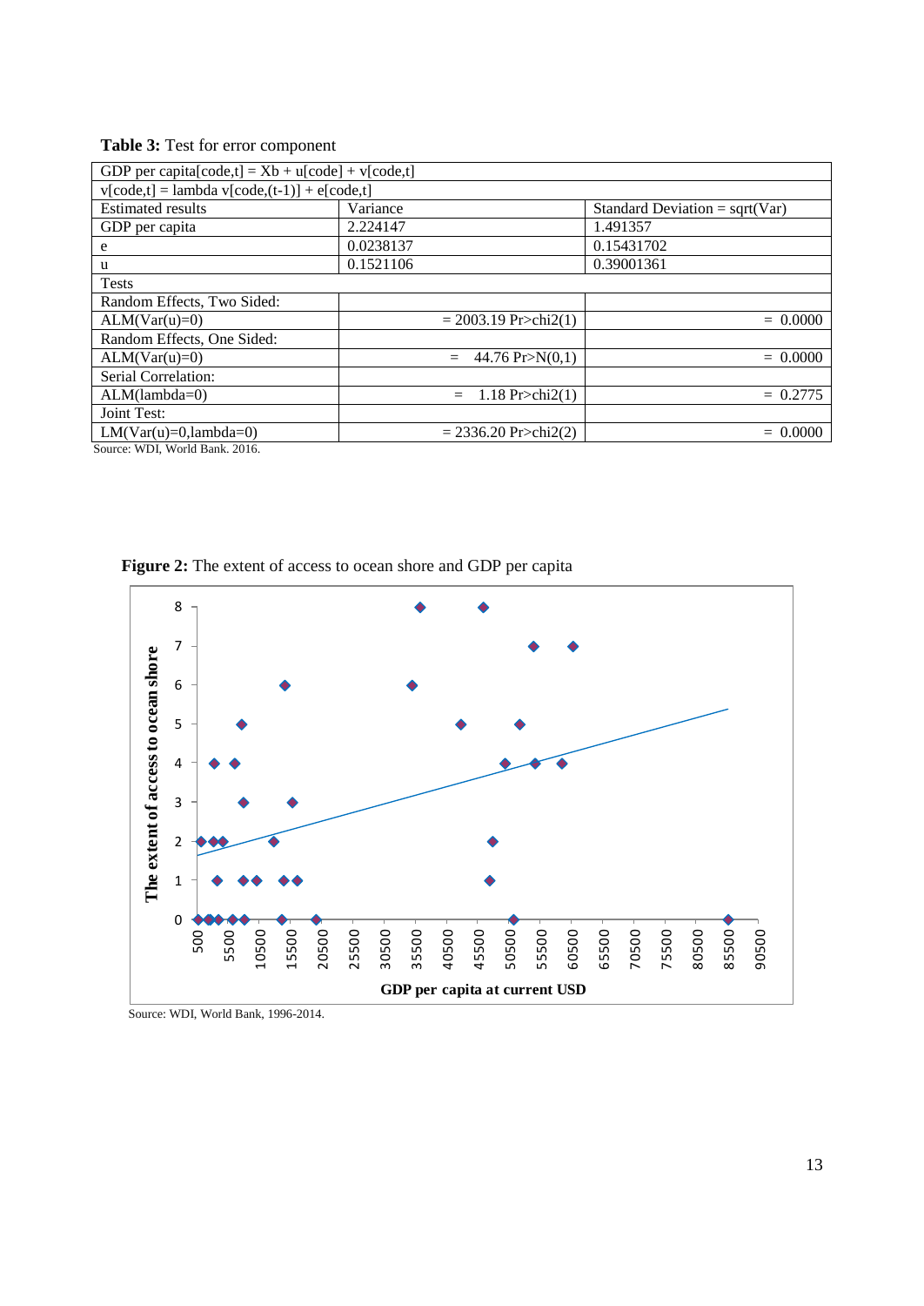**Table 3:** Test for error component

| GDP per capita[code,t] = Xb + u[code] + v[code,t] | | |
|---|---|---|
| v[code,t] = lambda v[code,(t-1)] + e[code,t] | | |
| Estimated results | Variance | Standard Deviation = sqrt(Var) |
| GDP per capita | 2.224147 | 1.491357 |
| e | 0.0238137 | 0.15431702 |
| u | 0.1521106 | 0.39001361 |
| Tests | | |
| Random Effects, Two Sided: | | |
| ALM(Var(u)=0) | = 2003.19 Pr>chi2(1) | = 0.0000 |
| Random Effects, One Sided: | | |
| ALM(Var(u)=0) | = 44.76 Pr>N(0,1) | = 0.0000 |
| Serial Correlation: | | |
| ALM(lambda=0) | = 1.18 Pr>chi2(1) | = 0.2775 |
| Joint Test: | | |
| LM(Var(u)=0,lambda=0) | = 2336.20 Pr>chi2(2) | = 0.0000 |

Source: WDI, World Bank. 2016.

**Figure 2:** The extent of access to ocean shore and GDP per capita

Source: WDI, World Bank, 1996-2014.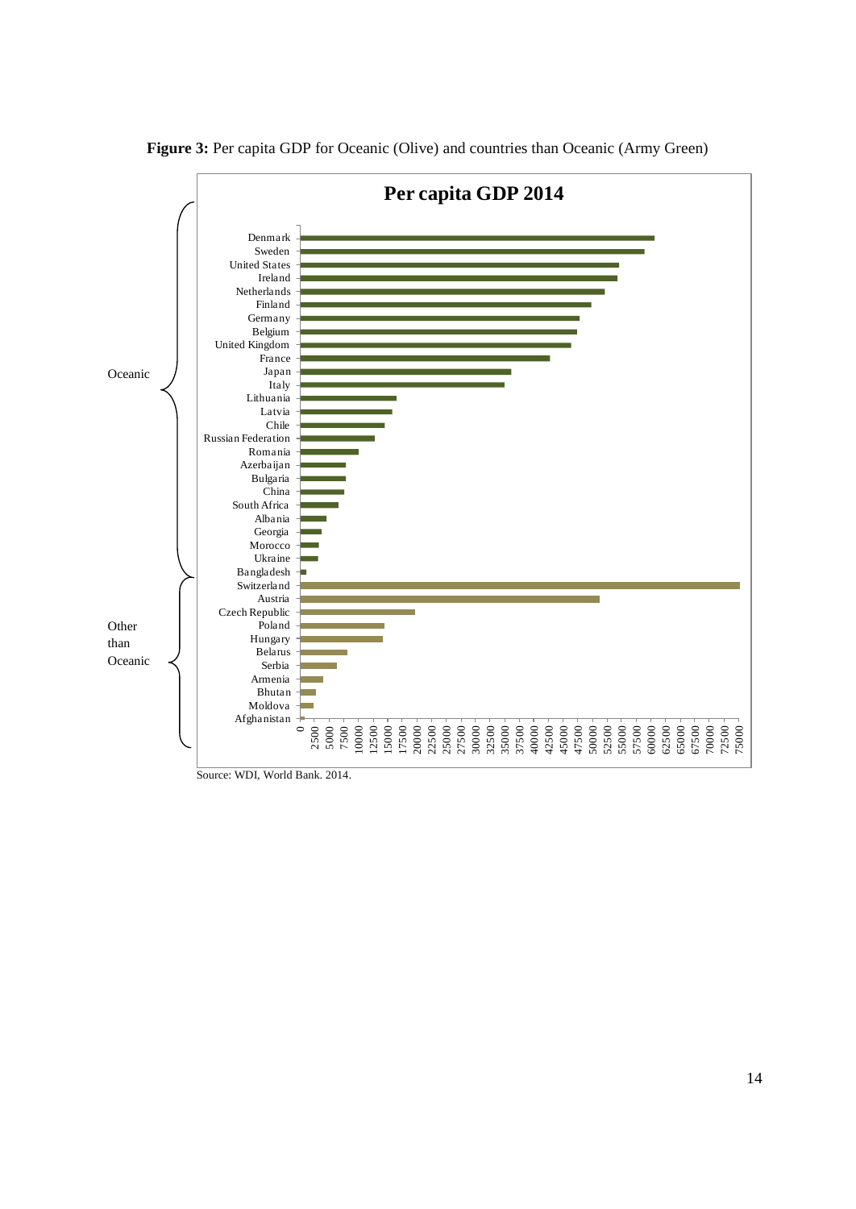**Figure 3:** Per capita GDP for Oceanic (Olive) and countries than Oceanic (Army Green)

**Per capita GDP 2014**

Oceanic: Denmark, Sweden, United States, Ireland, Netherlands, Finland, Germany, Belgium, United Kingdom, France, Japan, Italy, Lithuania, Latvia, Chile, Russian Federation, Romania, Azerbaijan, Bulgaria, China, South Africa, Albania, Georgia, Morocco, Ukraine, Bangladesh

Other than Oceanic: Switzerland, Austria, Czech Republic, Poland, Hungary, Belarus, Serbia, Armenia, Bhutan, Moldova, Afghanistan

Source: WDI, World Bank. 2014.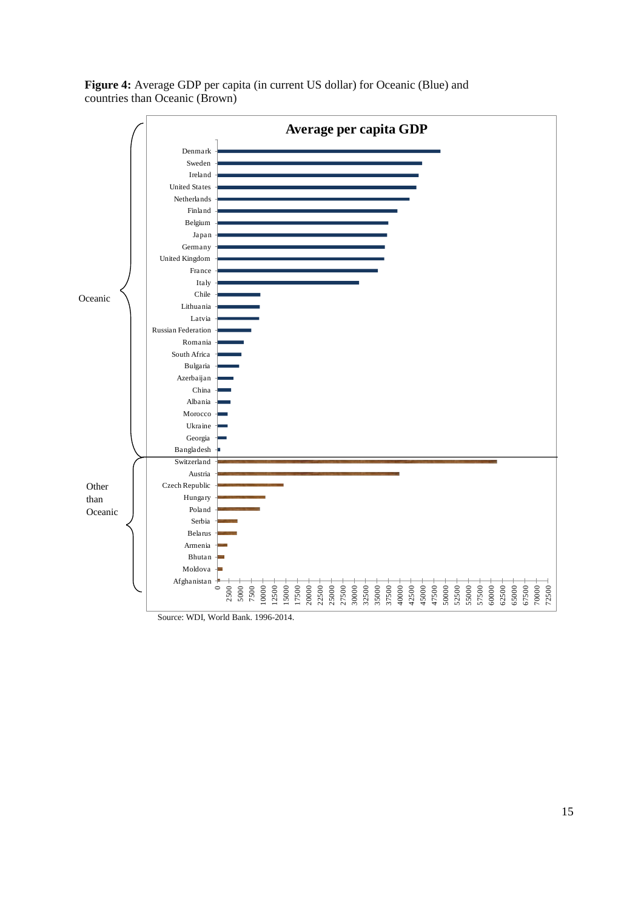**Figure 4:** Average GDP per capita (in current US dollar) for Oceanic (Blue) and countries than Oceanic (Brown)

**Average per capita GDP**

Oceanic: Denmark, Sweden, Ireland, United States, Netherlands, Finland, Belgium, Japan, Germany, United Kingdom, France, Italy, Chile, Lithuania, Latvia, Russian Federation, Romania, South Africa, Bulgaria, Azerbaijan, China, Albania, Morocco, Ukraine, Georgia, Bangladesh

Other than Oceanic: Switzerland, Austria, Czech Republic, Hungary, Poland, Serbia, Belarus, Armenia, Bhutan, Moldova, Afghanistan

0 2500 5000 7500 10000 12500 15000 17500 20000 22500 25000 27500 30000 32500 35000 37500 40000 42500 45000 47500 50000 52500 55000 57500 60000 62500 65000 67500 70000 72500

Source: WDI, World Bank. 1996-2014.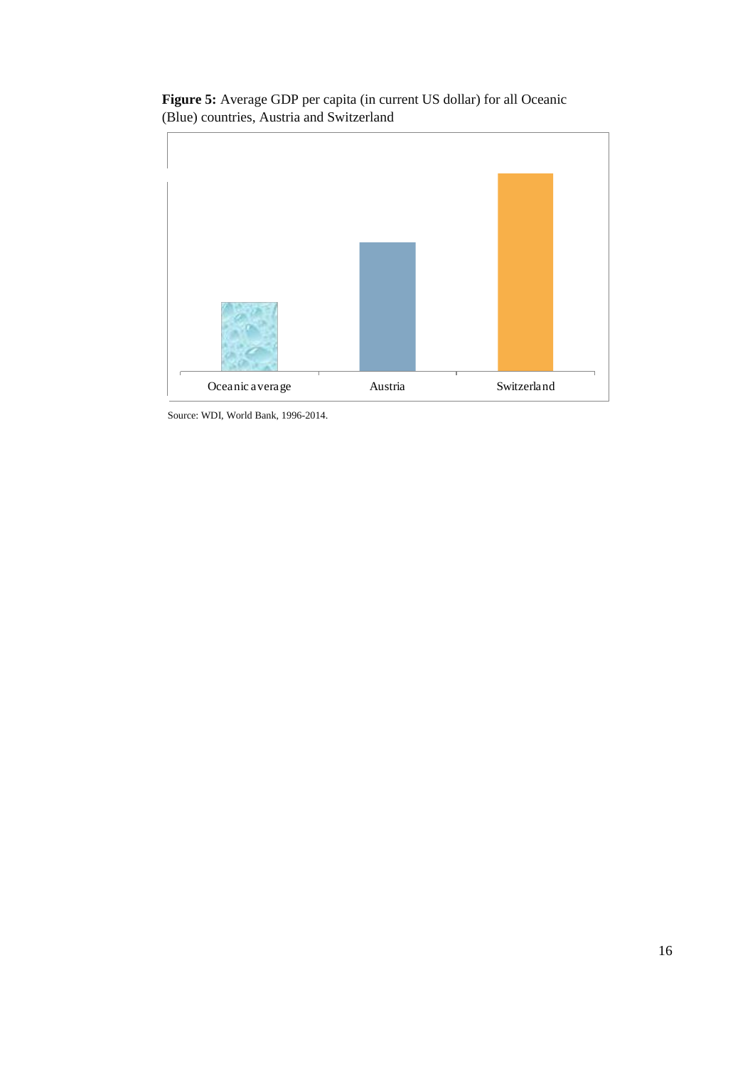**Figure 5:** Average GDP per capita (in current US dollar) for all Oceanic (Blue) countries, Austria and Switzerland

Oceanic average

Austria

Switzerland

Source: WDI, World Bank, 1996-2014.